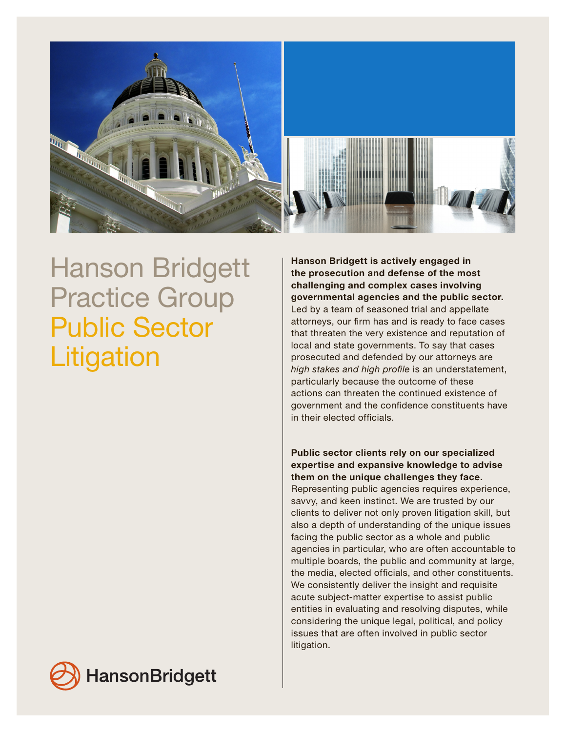# Hanson Bridgett Practice Group Public Sector Litigation

**Hanson Bridgett is actively engaged in the prosecution and defense of the most challenging and complex cases involving governmental agencies and the public sector.** Led by a team of seasoned trial and appellate attorneys, our firm has and is ready to face cases that threaten the very existence and reputation of local and state governments. To say that cases prosecuted and defended by our attorneys are *high stakes and high profile* is an understatement, particularly because the outcome of these actions can threaten the continued existence of government and the confidence constituents have in their elected officials.

**Public sector clients rely on our specialized expertise and expansive knowledge to advise them on the unique challenges they face.** Representing public agencies requires experience, savvy, and keen instinct. We are trusted by our clients to deliver not only proven litigation skill, but also a depth of understanding of the unique issues facing the public sector as a whole and public agencies in particular, who are often accountable to multiple boards, the public and community at large, the media, elected officials, and other constituents. We consistently deliver the insight and requisite acute subject-matter expertise to assist public entities in evaluating and resolving disputes, while considering the unique legal, political, and policy issues that are often involved in public sector litigation.

HansonBridgett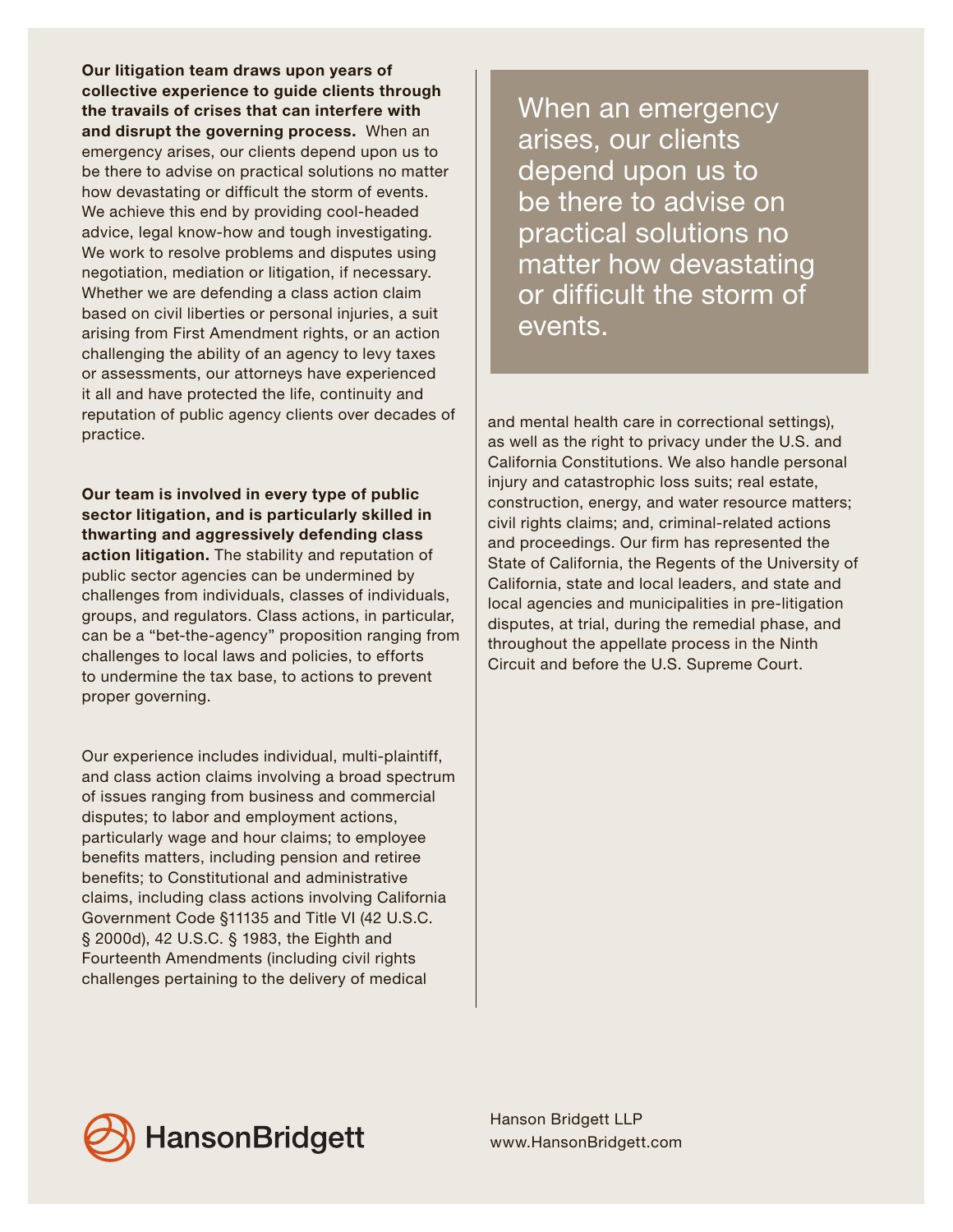**Our litigation team draws upon years of collective experience to guide clients through the travails of crises that can interfere with and disrupt the governing process.** When an emergency arises, our clients depend upon us to be there to advise on practical solutions no matter how devastating or difficult the storm of events. We achieve this end by providing cool-headed advice, legal know-how and tough investigating. We work to resolve problems and disputes using negotiation, mediation or litigation, if necessary. Whether we are defending a class action claim based on civil liberties or personal injuries, a suit arising from First Amendment rights, or an action challenging the ability of an agency to levy taxes or assessments, our attorneys have experienced it all and have protected the life, continuity and reputation of public agency clients over decades of practice.

**Our team is involved in every type of public sector litigation, and is particularly skilled in thwarting and aggressively defending class action litigation.** The stability and reputation of public sector agencies can be undermined by challenges from individuals, classes of individuals, groups, and regulators. Class actions, in particular, can be a "bet-the-agency" proposition ranging from challenges to local laws and policies, to efforts to undermine the tax base, to actions to prevent proper governing.

Our experience includes individual, multi-plaintiff, and class action claims involving a broad spectrum of issues ranging from business and commercial disputes; to labor and employment actions, particularly wage and hour claims; to employee benefits matters, including pension and retiree benefits; to Constitutional and administrative claims, including class actions involving California Government Code §11135 and Title VI (42 U.S.C. § 2000d), 42 U.S.C. § 1983, the Eighth and Fourteenth Amendments (including civil rights challenges pertaining to the delivery of medical and mental health care in correctional settings), as well as the right to privacy under the U.S. and California Constitutions. We also handle personal injury and catastrophic loss suits; real estate, construction, energy, and water resource matters; civil rights claims; and, criminal-related actions and proceedings. Our firm has represented the State of California, the Regents of the University of California, state and local leaders, and state and local agencies and municipalities in pre-litigation disputes, at trial, during the remedial phase, and throughout the appellate process in the Ninth Circuit and before the U.S. Supreme Court.

> When an emergency arises, our clients depend upon us to be there to advise on practical solutions no matter how devastating or difficult the storm of events.

HansonBridgett

Hanson Bridgett LLP
www.HansonBridgett.com